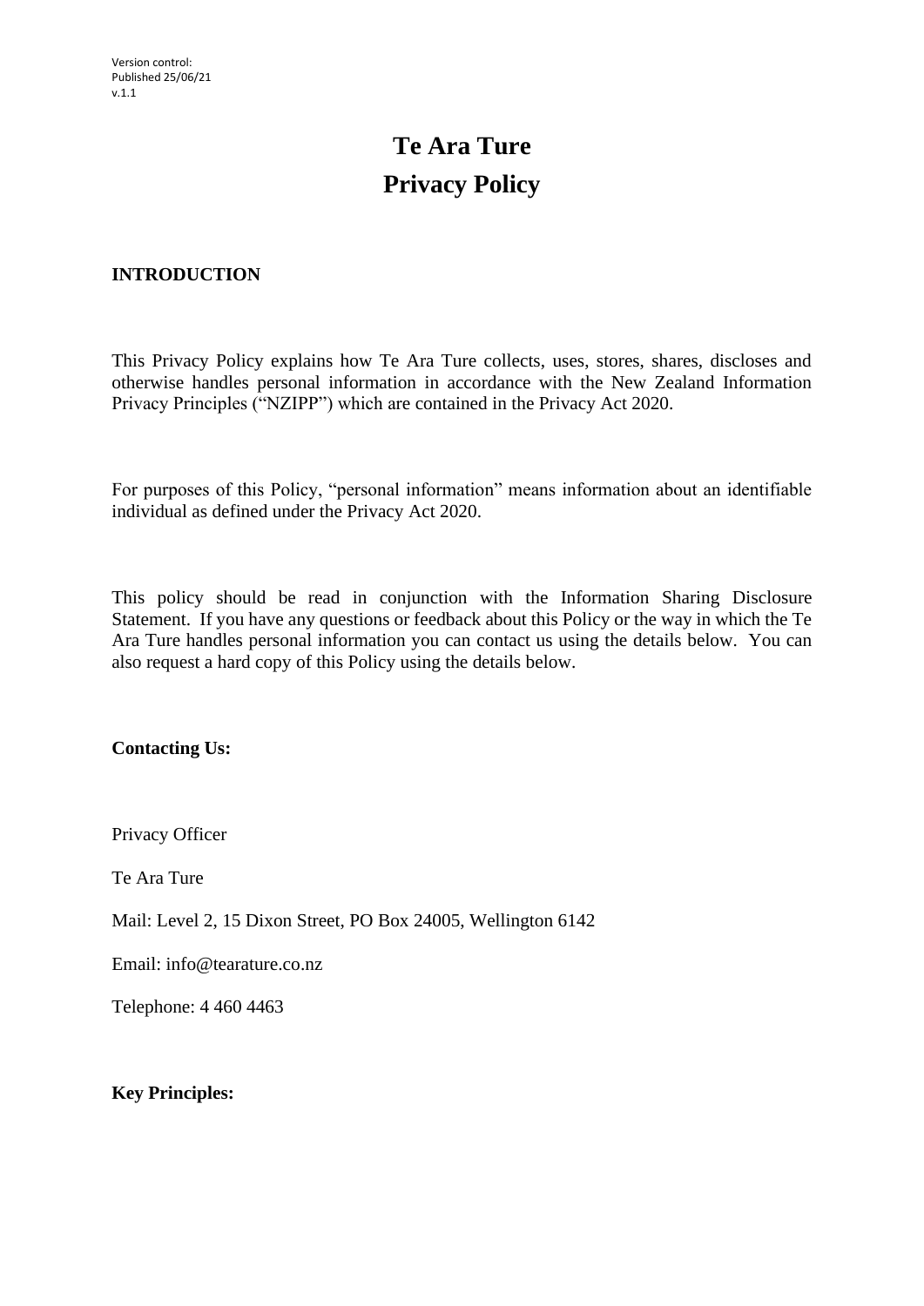Version control:
Published 25/06/21
v.1.1

# Te Ara Ture
# Privacy Policy

**INTRODUCTION**

This Privacy Policy explains how Te Ara Ture collects, uses, stores, shares, discloses and otherwise handles personal information in accordance with the New Zealand Information Privacy Principles ("NZIPP") which are contained in the Privacy Act 2020.

For purposes of this Policy, "personal information" means information about an identifiable individual as defined under the Privacy Act 2020.

This policy should be read in conjunction with the Information Sharing Disclosure Statement. If you have any questions or feedback about this Policy or the way in which the Te Ara Ture handles personal information you can contact us using the details below. You can also request a hard copy of this Policy using the details below.

**Contacting Us:**

Privacy Officer

Te Ara Ture

Mail: Level 2, 15 Dixon Street, PO Box 24005, Wellington 6142

Email: info@tearature.co.nz

Telephone: 4 460 4463

**Key Principles:**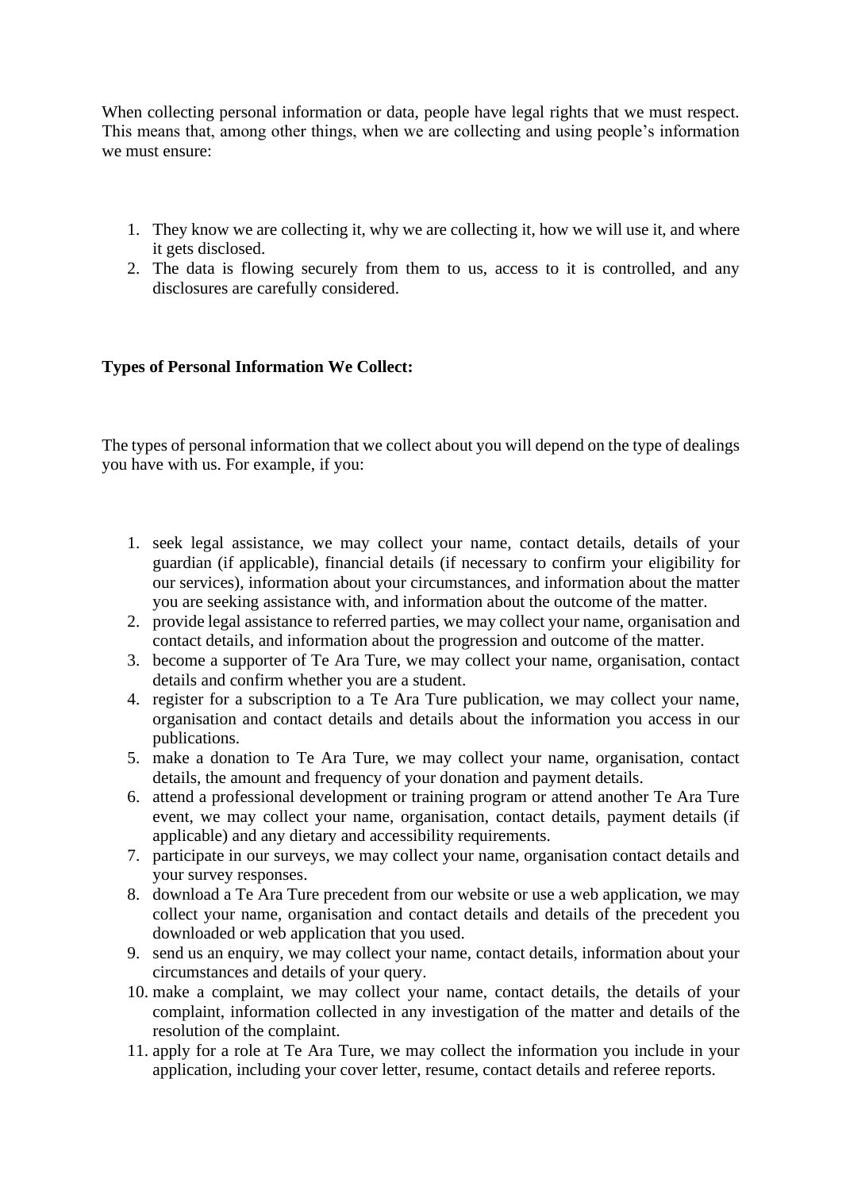When collecting personal information or data, people have legal rights that we must respect. This means that, among other things, when we are collecting and using people's information we must ensure:

1. They know we are collecting it, why we are collecting it, how we will use it, and where it gets disclosed.
2. The data is flowing securely from them to us, access to it is controlled, and any disclosures are carefully considered.

**Types of Personal Information We Collect:**

The types of personal information that we collect about you will depend on the type of dealings you have with us. For example, if you:

1. seek legal assistance, we may collect your name, contact details, details of your guardian (if applicable), financial details (if necessary to confirm your eligibility for our services), information about your circumstances, and information about the matter you are seeking assistance with, and information about the outcome of the matter.
2. provide legal assistance to referred parties, we may collect your name, organisation and contact details, and information about the progression and outcome of the matter.
3. become a supporter of Te Ara Ture, we may collect your name, organisation, contact details and confirm whether you are a student.
4. register for a subscription to a Te Ara Ture publication, we may collect your name, organisation and contact details and details about the information you access in our publications.
5. make a donation to Te Ara Ture, we may collect your name, organisation, contact details, the amount and frequency of your donation and payment details.
6. attend a professional development or training program or attend another Te Ara Ture event, we may collect your name, organisation, contact details, payment details (if applicable) and any dietary and accessibility requirements.
7. participate in our surveys, we may collect your name, organisation contact details and your survey responses.
8. download a Te Ara Ture precedent from our website or use a web application, we may collect your name, organisation and contact details and details of the precedent you downloaded or web application that you used.
9. send us an enquiry, we may collect your name, contact details, information about your circumstances and details of your query.
10. make a complaint, we may collect your name, contact details, the details of your complaint, information collected in any investigation of the matter and details of the resolution of the complaint.
11. apply for a role at Te Ara Ture, we may collect the information you include in your application, including your cover letter, resume, contact details and referee reports.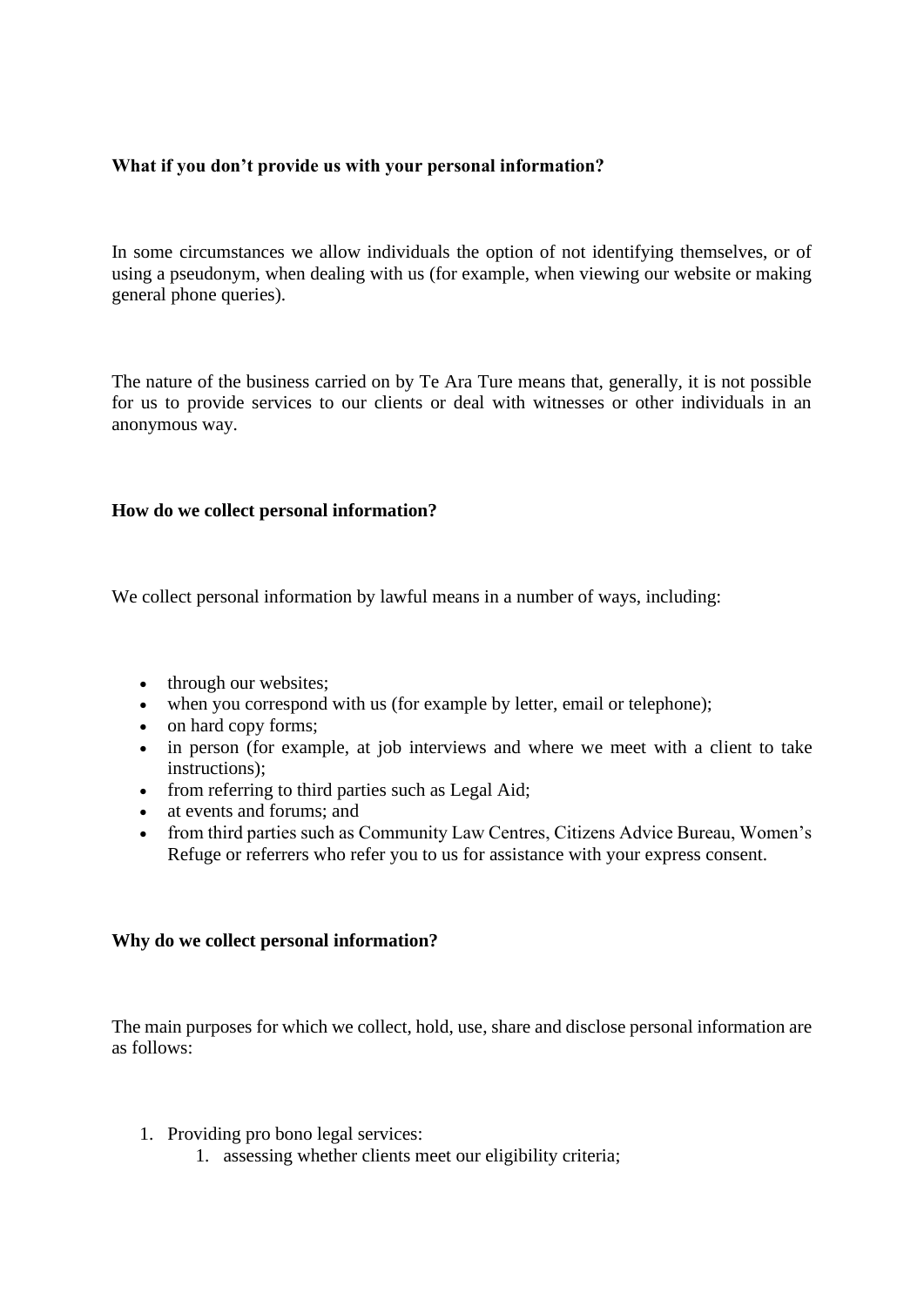**What if you don't provide us with your personal information?**

In some circumstances we allow individuals the option of not identifying themselves, or of using a pseudonym, when dealing with us (for example, when viewing our website or making general phone queries).

The nature of the business carried on by Te Ara Ture means that, generally, it is not possible for us to provide services to our clients or deal with witnesses or other individuals in an anonymous way.

**How do we collect personal information?**

We collect personal information by lawful means in a number of ways, including:

- through our websites;
- when you correspond with us (for example by letter, email or telephone);
- on hard copy forms;
- in person (for example, at job interviews and where we meet with a client to take instructions);
- from referring to third parties such as Legal Aid;
- at events and forums; and
- from third parties such as Community Law Centres, Citizens Advice Bureau, Women's Refuge or referrers who refer you to us for assistance with your express consent.

**Why do we collect personal information?**

The main purposes for which we collect, hold, use, share and disclose personal information are as follows:

1. Providing pro bono legal services:
    1. assessing whether clients meet our eligibility criteria;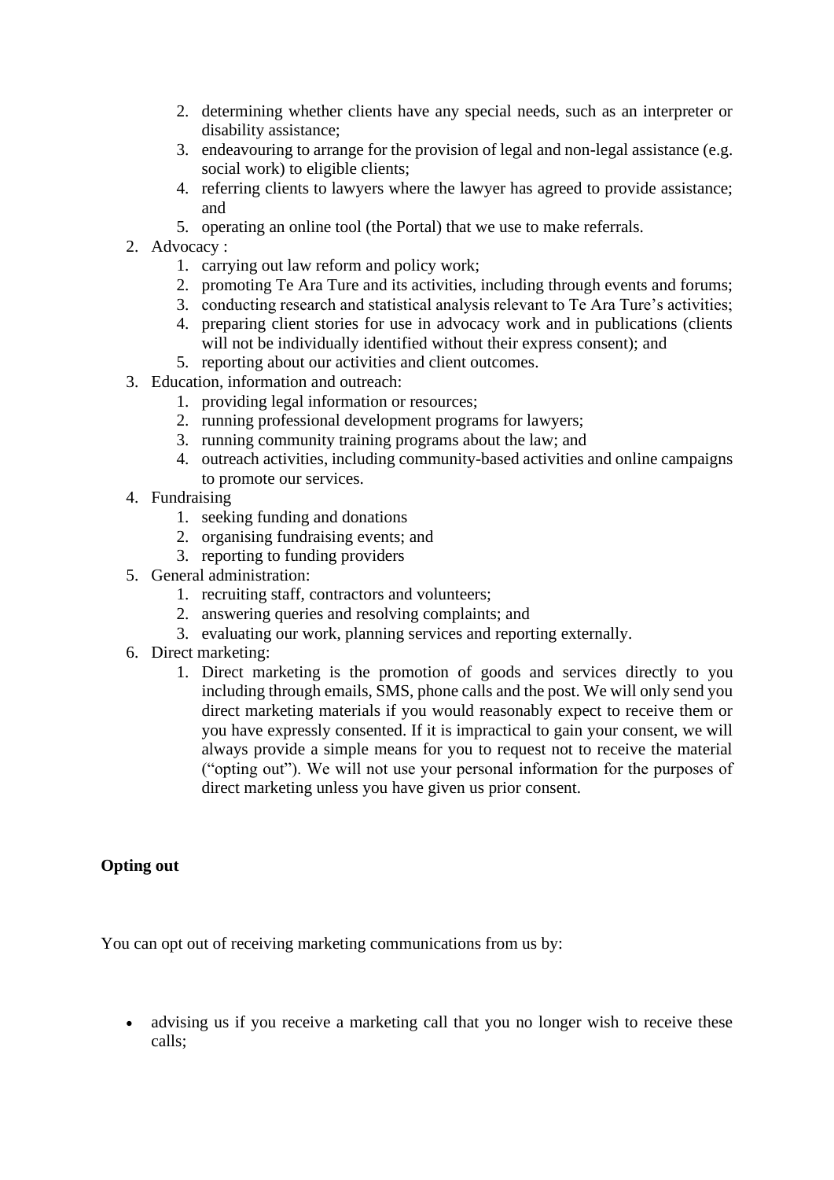2. determining whether clients have any special needs, such as an interpreter or disability assistance;
   3. endeavouring to arrange for the provision of legal and non-legal assistance (e.g. social work) to eligible clients;
   4. referring clients to lawyers where the lawyer has agreed to provide assistance; and
   5. operating an online tool (the Portal) that we use to make referrals.
2. Advocacy :
   1. carrying out law reform and policy work;
   2. promoting Te Ara Ture and its activities, including through events and forums;
   3. conducting research and statistical analysis relevant to Te Ara Ture's activities;
   4. preparing client stories for use in advocacy work and in publications (clients will not be individually identified without their express consent); and
   5. reporting about our activities and client outcomes.
3. Education, information and outreach:
   1. providing legal information or resources;
   2. running professional development programs for lawyers;
   3. running community training programs about the law; and
   4. outreach activities, including community-based activities and online campaigns to promote our services.
4. Fundraising
   1. seeking funding and donations
   2. organising fundraising events; and
   3. reporting to funding providers
5. General administration:
   1. recruiting staff, contractors and volunteers;
   2. answering queries and resolving complaints; and
   3. evaluating our work, planning services and reporting externally.
6. Direct marketing:
   1. Direct marketing is the promotion of goods and services directly to you including through emails, SMS, phone calls and the post. We will only send you direct marketing materials if you would reasonably expect to receive them or you have expressly consented. If it is impractical to gain your consent, we will always provide a simple means for you to request not to receive the material ("opting out"). We will not use your personal information for the purposes of direct marketing unless you have given us prior consent.

**Opting out**

You can opt out of receiving marketing communications from us by:

- advising us if you receive a marketing call that you no longer wish to receive these calls;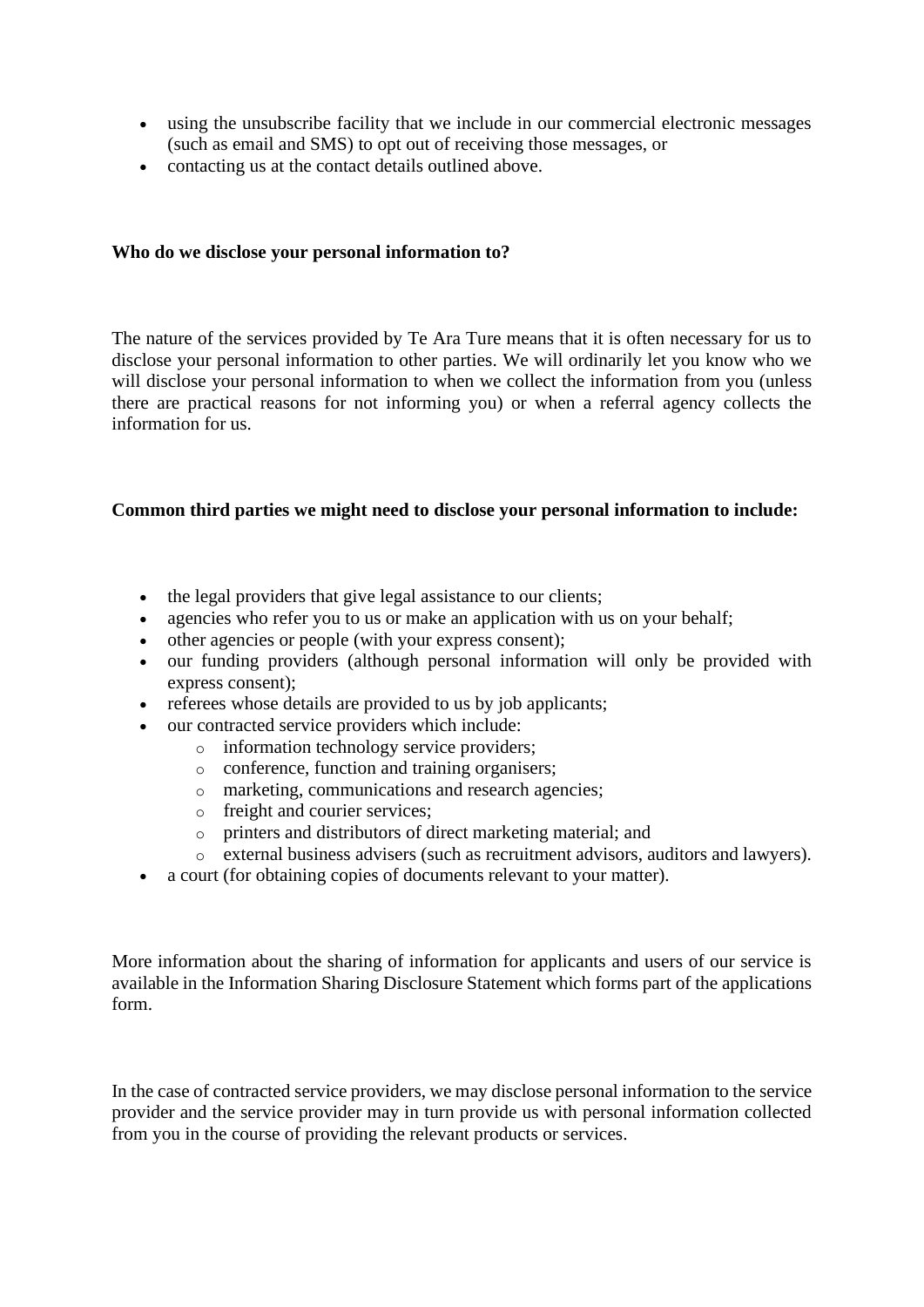- using the unsubscribe facility that we include in our commercial electronic messages (such as email and SMS) to opt out of receiving those messages, or
- contacting us at the contact details outlined above.

**Who do we disclose your personal information to?**

The nature of the services provided by Te Ara Ture means that it is often necessary for us to disclose your personal information to other parties. We will ordinarily let you know who we will disclose your personal information to when we collect the information from you (unless there are practical reasons for not informing you) or when a referral agency collects the information for us.

**Common third parties we might need to disclose your personal information to include:**

- the legal providers that give legal assistance to our clients;
- agencies who refer you to us or make an application with us on your behalf;
- other agencies or people (with your express consent);
- our funding providers (although personal information will only be provided with express consent);
- referees whose details are provided to us by job applicants;
- our contracted service providers which include:
  - information technology service providers;
  - conference, function and training organisers;
  - marketing, communications and research agencies;
  - freight and courier services;
  - printers and distributors of direct marketing material; and
  - external business advisers (such as recruitment advisors, auditors and lawyers).
- a court (for obtaining copies of documents relevant to your matter).

More information about the sharing of information for applicants and users of our service is available in the Information Sharing Disclosure Statement which forms part of the applications form.

In the case of contracted service providers, we may disclose personal information to the service provider and the service provider may in turn provide us with personal information collected from you in the course of providing the relevant products or services.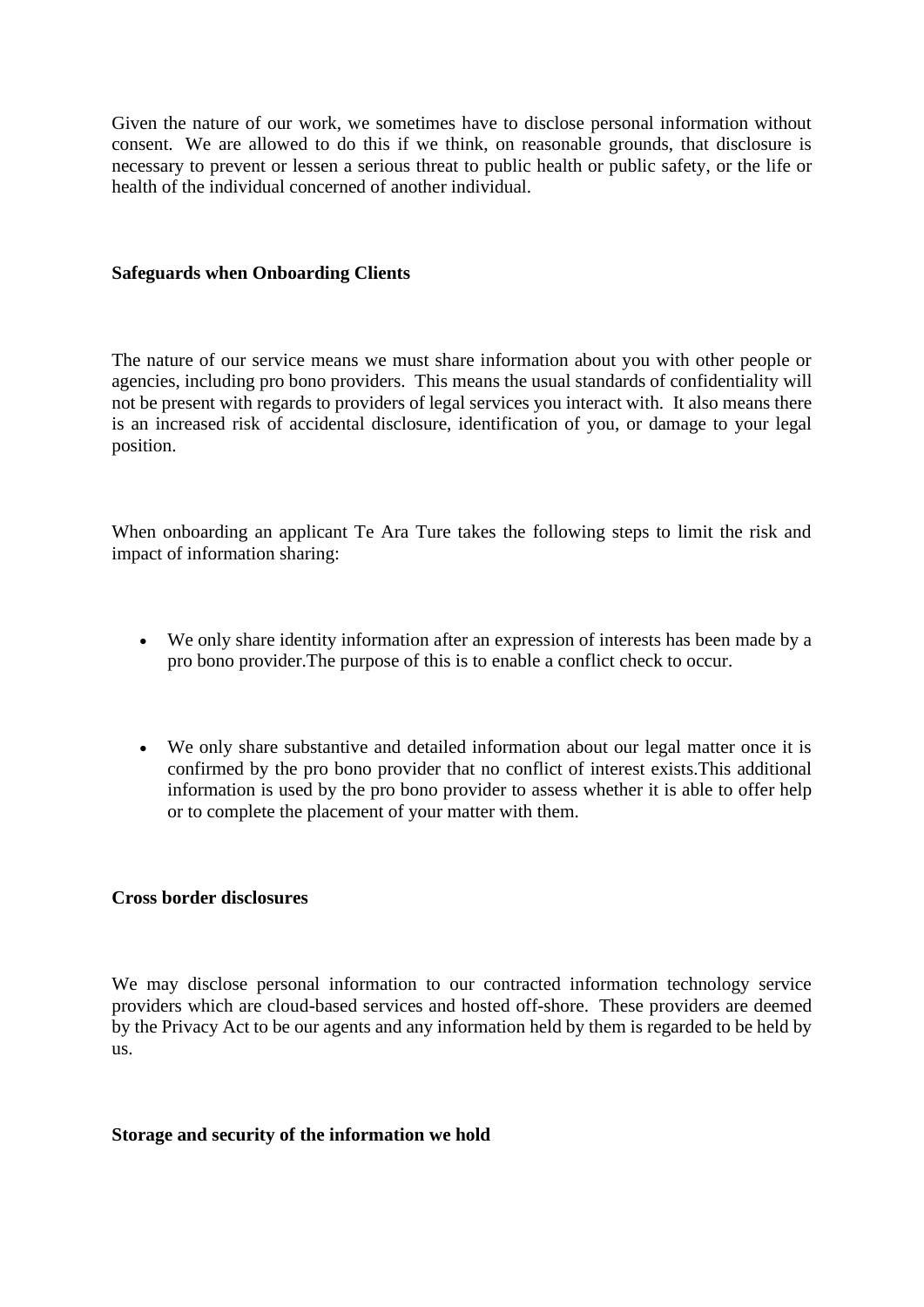Given the nature of our work, we sometimes have to disclose personal information without consent. We are allowed to do this if we think, on reasonable grounds, that disclosure is necessary to prevent or lessen a serious threat to public health or public safety, or the life or health of the individual concerned of another individual.

**Safeguards when Onboarding Clients**

The nature of our service means we must share information about you with other people or agencies, including pro bono providers. This means the usual standards of confidentiality will not be present with regards to providers of legal services you interact with. It also means there is an increased risk of accidental disclosure, identification of you, or damage to your legal position.

When onboarding an applicant Te Ara Ture takes the following steps to limit the risk and impact of information sharing:

- We only share identity information after an expression of interests has been made by a pro bono provider.The purpose of this is to enable a conflict check to occur.

- We only share substantive and detailed information about our legal matter once it is confirmed by the pro bono provider that no conflict of interest exists.This additional information is used by the pro bono provider to assess whether it is able to offer help or to complete the placement of your matter with them.

**Cross border disclosures**

We may disclose personal information to our contracted information technology service providers which are cloud-based services and hosted off-shore. These providers are deemed by the Privacy Act to be our agents and any information held by them is regarded to be held by us.

**Storage and security of the information we hold**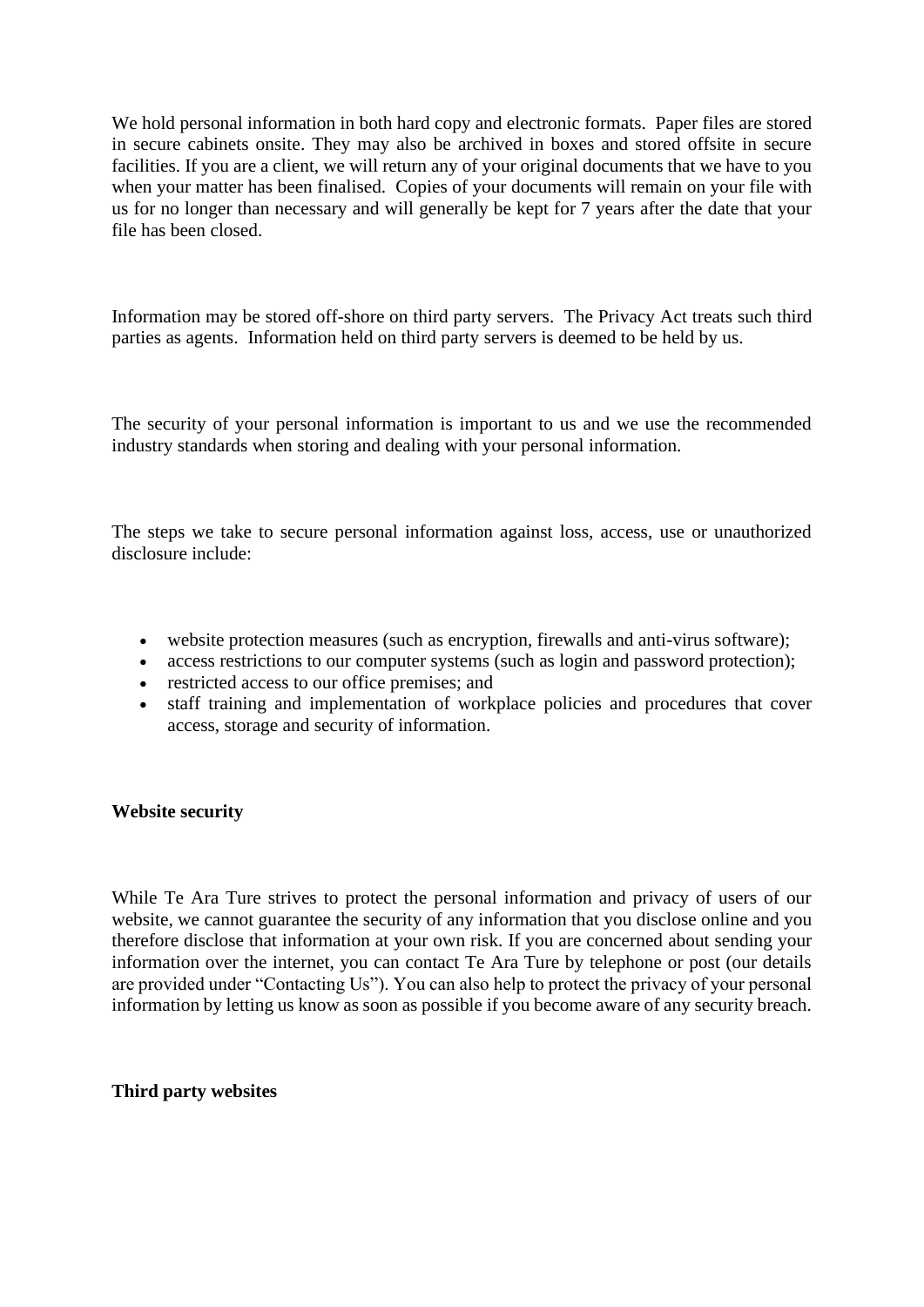We hold personal information in both hard copy and electronic formats. Paper files are stored in secure cabinets onsite. They may also be archived in boxes and stored offsite in secure facilities. If you are a client, we will return any of your original documents that we have to you when your matter has been finalised. Copies of your documents will remain on your file with us for no longer than necessary and will generally be kept for 7 years after the date that your file has been closed.

Information may be stored off-shore on third party servers. The Privacy Act treats such third parties as agents. Information held on third party servers is deemed to be held by us.

The security of your personal information is important to us and we use the recommended industry standards when storing and dealing with your personal information.

The steps we take to secure personal information against loss, access, use or unauthorized disclosure include:

- website protection measures (such as encryption, firewalls and anti-virus software);
- access restrictions to our computer systems (such as login and password protection);
- restricted access to our office premises; and
- staff training and implementation of workplace policies and procedures that cover access, storage and security of information.

**Website security**

While Te Ara Ture strives to protect the personal information and privacy of users of our website, we cannot guarantee the security of any information that you disclose online and you therefore disclose that information at your own risk. If you are concerned about sending your information over the internet, you can contact Te Ara Ture by telephone or post (our details are provided under "Contacting Us"). You can also help to protect the privacy of your personal information by letting us know as soon as possible if you become aware of any security breach.

**Third party websites**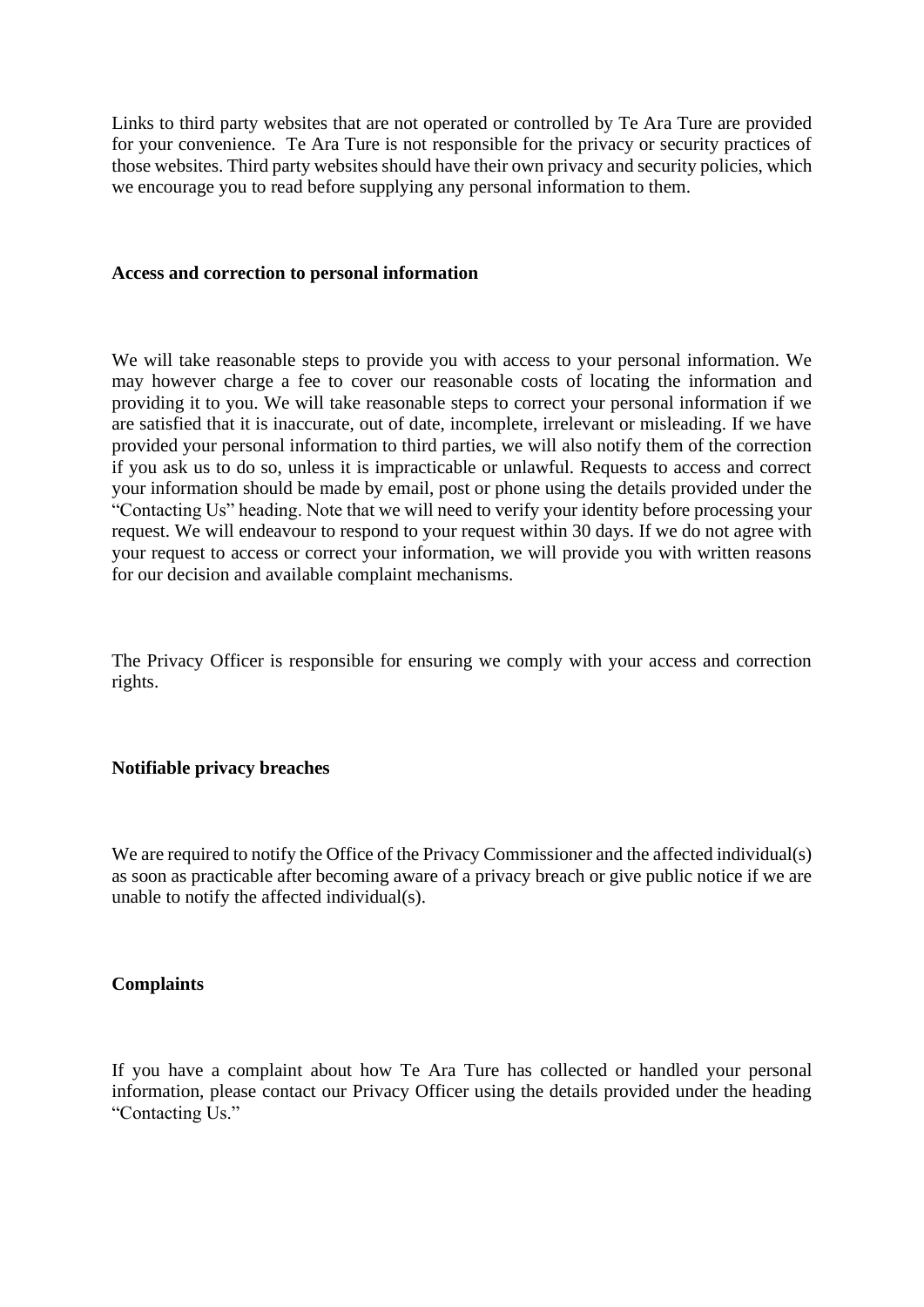Links to third party websites that are not operated or controlled by Te Ara Ture are provided for your convenience. Te Ara Ture is not responsible for the privacy or security practices of those websites. Third party websites should have their own privacy and security policies, which we encourage you to read before supplying any personal information to them.

**Access and correction to personal information**

We will take reasonable steps to provide you with access to your personal information. We may however charge a fee to cover our reasonable costs of locating the information and providing it to you. We will take reasonable steps to correct your personal information if we are satisfied that it is inaccurate, out of date, incomplete, irrelevant or misleading. If we have provided your personal information to third parties, we will also notify them of the correction if you ask us to do so, unless it is impracticable or unlawful. Requests to access and correct your information should be made by email, post or phone using the details provided under the "Contacting Us" heading. Note that we will need to verify your identity before processing your request. We will endeavour to respond to your request within 30 days. If we do not agree with your request to access or correct your information, we will provide you with written reasons for our decision and available complaint mechanisms.

The Privacy Officer is responsible for ensuring we comply with your access and correction rights.

**Notifiable privacy breaches**

We are required to notify the Office of the Privacy Commissioner and the affected individual(s) as soon as practicable after becoming aware of a privacy breach or give public notice if we are unable to notify the affected individual(s).

**Complaints**

If you have a complaint about how Te Ara Ture has collected or handled your personal information, please contact our Privacy Officer using the details provided under the heading "Contacting Us."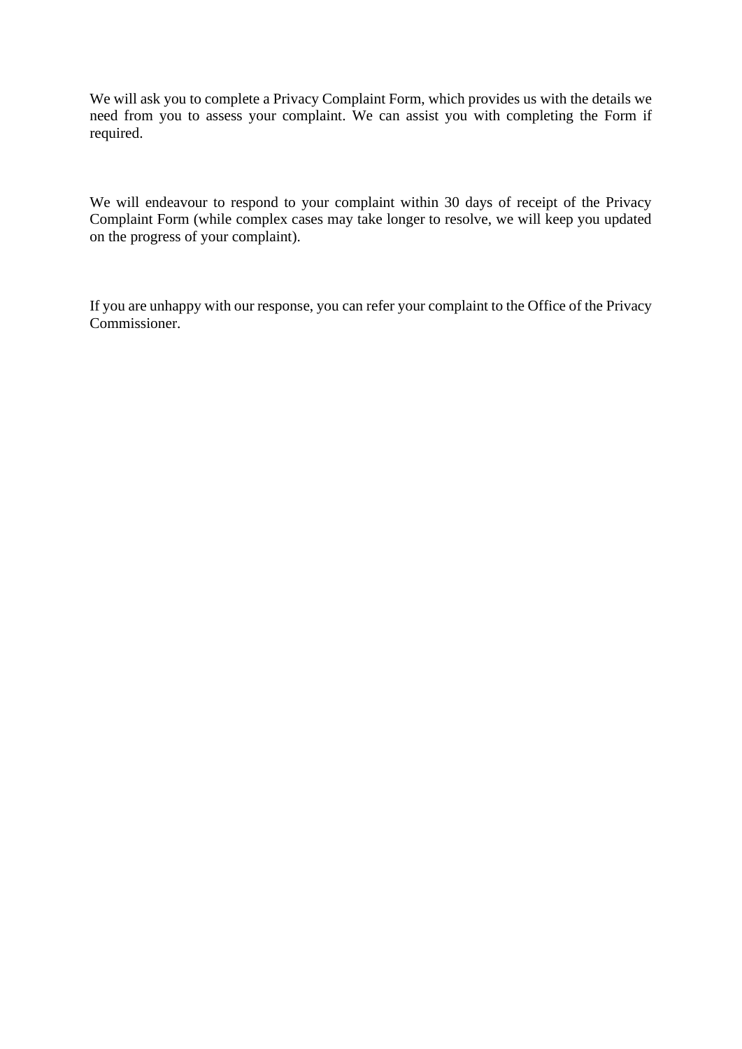We will ask you to complete a Privacy Complaint Form, which provides us with the details we need from you to assess your complaint. We can assist you with completing the Form if required.

We will endeavour to respond to your complaint within 30 days of receipt of the Privacy Complaint Form (while complex cases may take longer to resolve, we will keep you updated on the progress of your complaint).

If you are unhappy with our response, you can refer your complaint to the Office of the Privacy Commissioner.